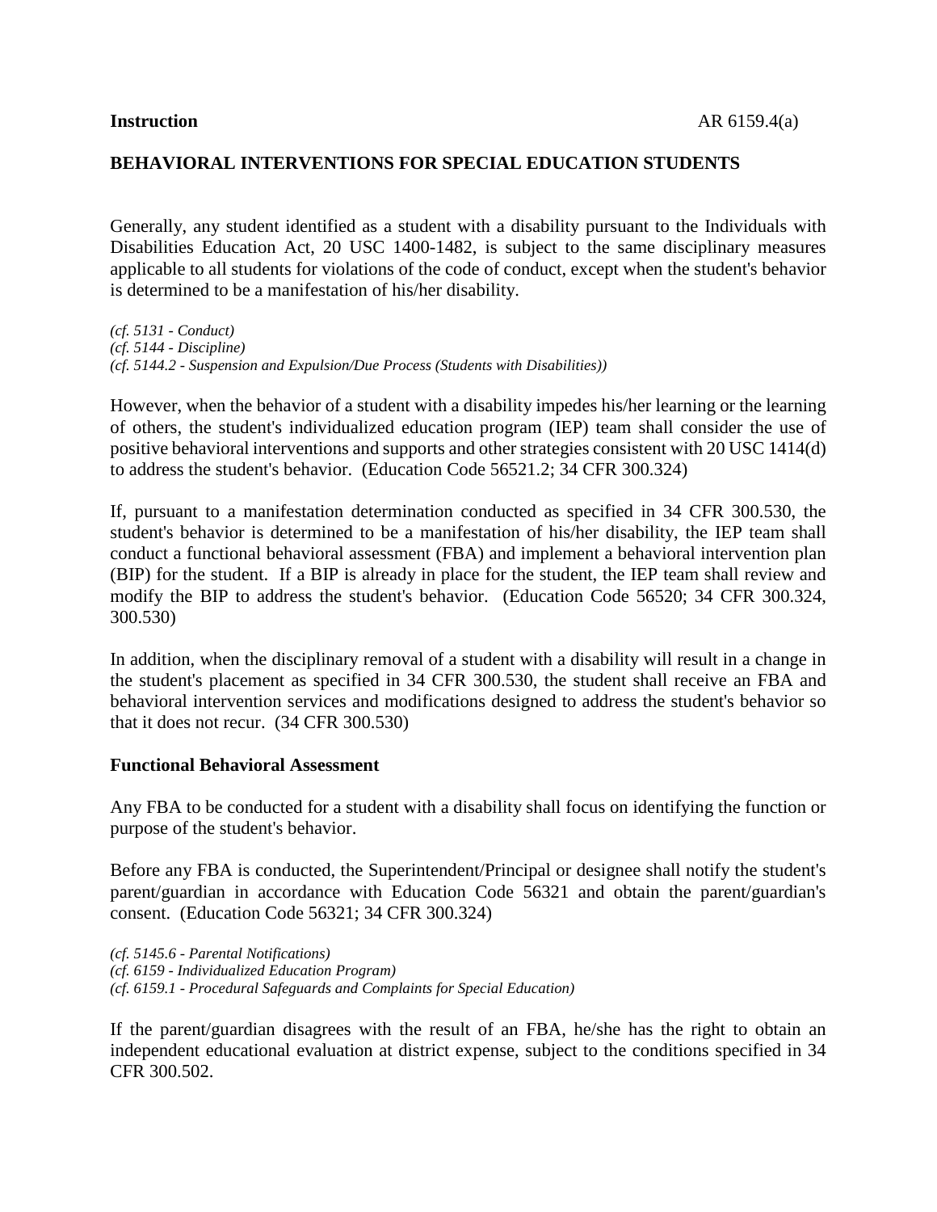**Instruction** AR 6159.4(a)

## BEHAVIORAL INTERVENTIONS FOR SPECIAL EDUCATION STUDENTS

Generally, any student identified as a student with a disability pursuant to the Individuals with Disabilities Education Act, 20 USC 1400-1482, is subject to the same disciplinary measures applicable to all students for violations of the code of conduct, except when the student's behavior is determined to be a manifestation of his/her disability.

*(cf. 5131 - Conduct)*
*(cf. 5144 - Discipline)*
*(cf. 5144.2 - Suspension and Expulsion/Due Process (Students with Disabilities))*

However, when the behavior of a student with a disability impedes his/her learning or the learning of others, the student's individualized education program (IEP) team shall consider the use of positive behavioral interventions and supports and other strategies consistent with 20 USC 1414(d) to address the student's behavior. (Education Code 56521.2; 34 CFR 300.324)

If, pursuant to a manifestation determination conducted as specified in 34 CFR 300.530, the student's behavior is determined to be a manifestation of his/her disability, the IEP team shall conduct a functional behavioral assessment (FBA) and implement a behavioral intervention plan (BIP) for the student. If a BIP is already in place for the student, the IEP team shall review and modify the BIP to address the student's behavior. (Education Code 56520; 34 CFR 300.324, 300.530)

In addition, when the disciplinary removal of a student with a disability will result in a change in the student's placement as specified in 34 CFR 300.530, the student shall receive an FBA and behavioral intervention services and modifications designed to address the student's behavior so that it does not recur. (34 CFR 300.530)

### Functional Behavioral Assessment

Any FBA to be conducted for a student with a disability shall focus on identifying the function or purpose of the student's behavior.

Before any FBA is conducted, the Superintendent/Principal or designee shall notify the student's parent/guardian in accordance with Education Code 56321 and obtain the parent/guardian's consent. (Education Code 56321; 34 CFR 300.324)

*(cf. 5145.6 - Parental Notifications)*
*(cf. 6159 - Individualized Education Program)*
*(cf. 6159.1 - Procedural Safeguards and Complaints for Special Education)*

If the parent/guardian disagrees with the result of an FBA, he/she has the right to obtain an independent educational evaluation at district expense, subject to the conditions specified in 34 CFR 300.502.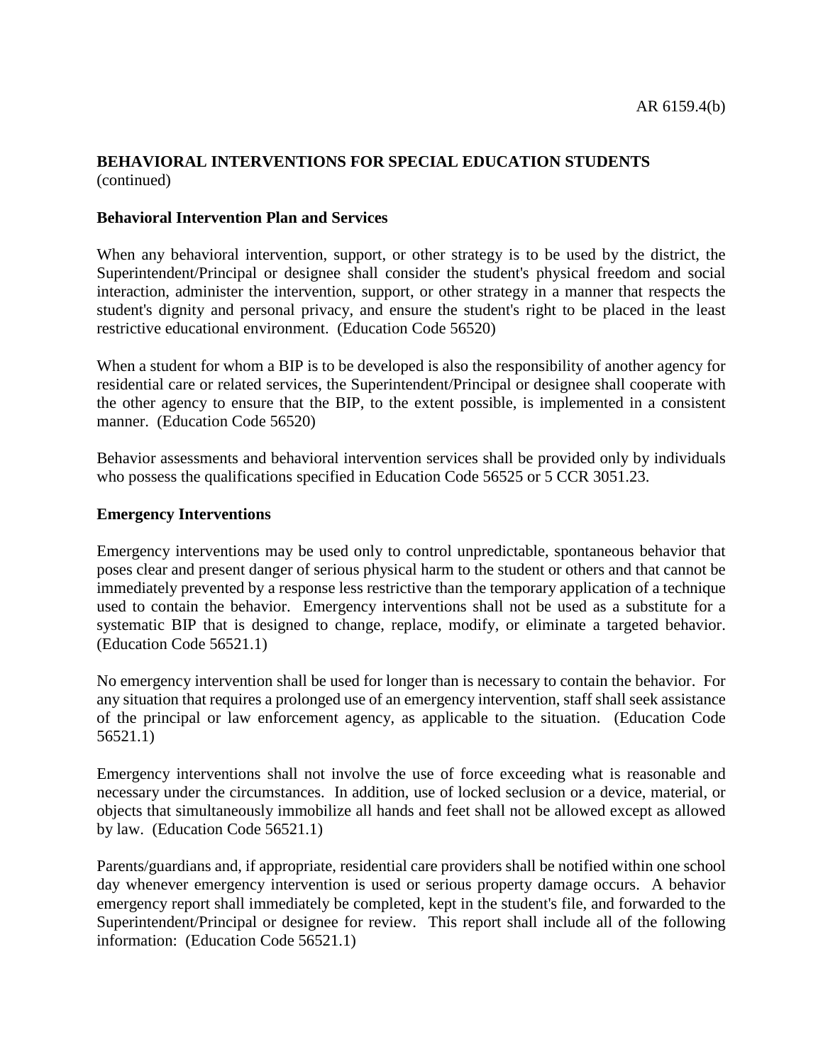**BEHAVIORAL INTERVENTIONS FOR SPECIAL EDUCATION STUDENTS** (continued)

**Behavioral Intervention Plan and Services**

When any behavioral intervention, support, or other strategy is to be used by the district, the Superintendent/Principal or designee shall consider the student's physical freedom and social interaction, administer the intervention, support, or other strategy in a manner that respects the student's dignity and personal privacy, and ensure the student's right to be placed in the least restrictive educational environment. (Education Code 56520)

When a student for whom a BIP is to be developed is also the responsibility of another agency for residential care or related services, the Superintendent/Principal or designee shall cooperate with the other agency to ensure that the BIP, to the extent possible, is implemented in a consistent manner. (Education Code 56520)

Behavior assessments and behavioral intervention services shall be provided only by individuals who possess the qualifications specified in Education Code 56525 or 5 CCR 3051.23.

**Emergency Interventions**

Emergency interventions may be used only to control unpredictable, spontaneous behavior that poses clear and present danger of serious physical harm to the student or others and that cannot be immediately prevented by a response less restrictive than the temporary application of a technique used to contain the behavior. Emergency interventions shall not be used as a substitute for a systematic BIP that is designed to change, replace, modify, or eliminate a targeted behavior. (Education Code 56521.1)

No emergency intervention shall be used for longer than is necessary to contain the behavior. For any situation that requires a prolonged use of an emergency intervention, staff shall seek assistance of the principal or law enforcement agency, as applicable to the situation. (Education Code 56521.1)

Emergency interventions shall not involve the use of force exceeding what is reasonable and necessary under the circumstances. In addition, use of locked seclusion or a device, material, or objects that simultaneously immobilize all hands and feet shall not be allowed except as allowed by law. (Education Code 56521.1)

Parents/guardians and, if appropriate, residential care providers shall be notified within one school day whenever emergency intervention is used or serious property damage occurs. A behavior emergency report shall immediately be completed, kept in the student's file, and forwarded to the Superintendent/Principal or designee for review. This report shall include all of the following information: (Education Code 56521.1)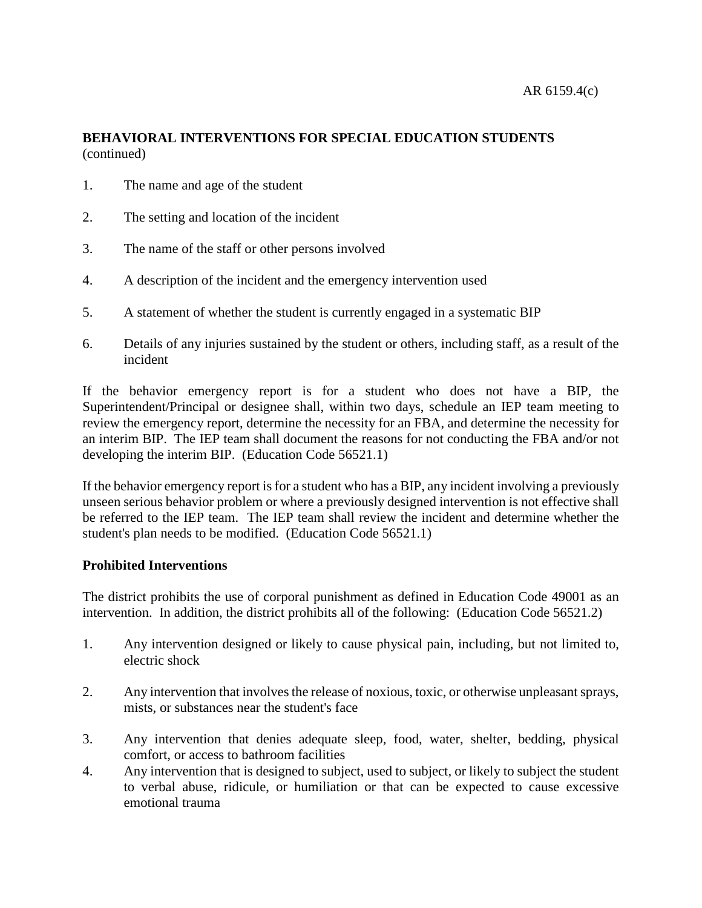## BEHAVIORAL INTERVENTIONS FOR SPECIAL EDUCATION STUDENTS (continued)

1. The name and age of the student
2. The setting and location of the incident
3. The name of the staff or other persons involved
4. A description of the incident and the emergency intervention used
5. A statement of whether the student is currently engaged in a systematic BIP
6. Details of any injuries sustained by the student or others, including staff, as a result of the incident

If the behavior emergency report is for a student who does not have a BIP, the Superintendent/Principal or designee shall, within two days, schedule an IEP team meeting to review the emergency report, determine the necessity for an FBA, and determine the necessity for an interim BIP. The IEP team shall document the reasons for not conducting the FBA and/or not developing the interim BIP. (Education Code 56521.1)

If the behavior emergency report is for a student who has a BIP, any incident involving a previously unseen serious behavior problem or where a previously designed intervention is not effective shall be referred to the IEP team. The IEP team shall review the incident and determine whether the student's plan needs to be modified. (Education Code 56521.1)

**Prohibited Interventions**

The district prohibits the use of corporal punishment as defined in Education Code 49001 as an intervention. In addition, the district prohibits all of the following: (Education Code 56521.2)

1. Any intervention designed or likely to cause physical pain, including, but not limited to, electric shock
2. Any intervention that involves the release of noxious, toxic, or otherwise unpleasant sprays, mists, or substances near the student's face
3. Any intervention that denies adequate sleep, food, water, shelter, bedding, physical comfort, or access to bathroom facilities
4. Any intervention that is designed to subject, used to subject, or likely to subject the student to verbal abuse, ridicule, or humiliation or that can be expected to cause excessive emotional trauma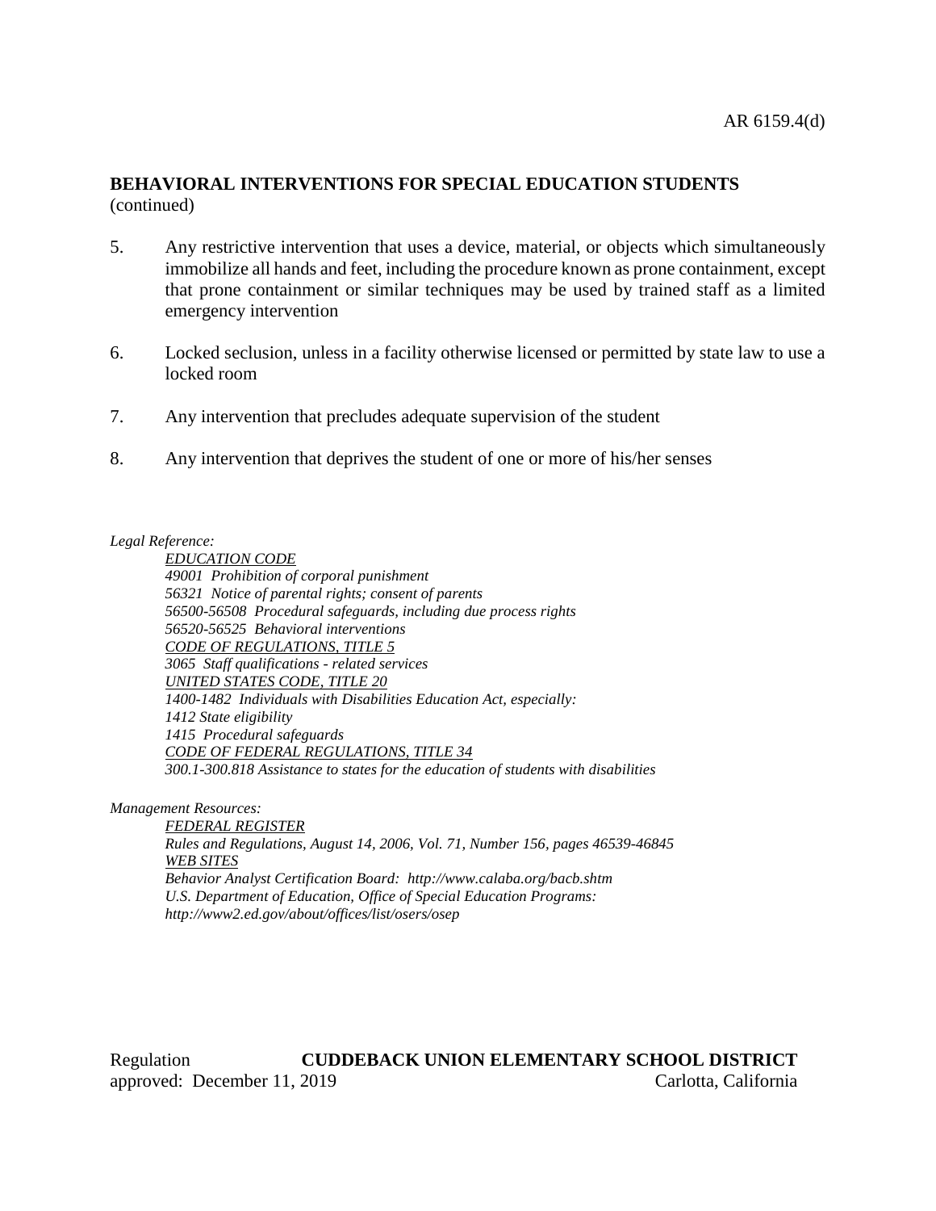**BEHAVIORAL INTERVENTIONS FOR SPECIAL EDUCATION STUDENTS** (continued)

5. Any restrictive intervention that uses a device, material, or objects which simultaneously immobilize all hands and feet, including the procedure known as prone containment, except that prone containment or similar techniques may be used by trained staff as a limited emergency intervention

6. Locked seclusion, unless in a facility otherwise licensed or permitted by state law to use a locked room

7. Any intervention that precludes adequate supervision of the student

8. Any intervention that deprives the student of one or more of his/her senses

*Legal Reference:*

*EDUCATION CODE*
*49001 Prohibition of corporal punishment*
*56321 Notice of parental rights; consent of parents*
*56500-56508 Procedural safeguards, including due process rights*
*56520-56525 Behavioral interventions*
*CODE OF REGULATIONS, TITLE 5*
*3065 Staff qualifications - related services*
*UNITED STATES CODE, TITLE 20*
*1400-1482 Individuals with Disabilities Education Act, especially:*
*1412 State eligibility*
*1415 Procedural safeguards*
*CODE OF FEDERAL REGULATIONS, TITLE 34*
*300.1-300.818 Assistance to states for the education of students with disabilities*

*Management Resources:*

*FEDERAL REGISTER*
*Rules and Regulations, August 14, 2006, Vol. 71, Number 156, pages 46539-46845*
*WEB SITES*
*Behavior Analyst Certification Board: http://www.calaba.org/bacb.shtm*
*U.S. Department of Education, Office of Special Education Programs: http://www2.ed.gov/about/offices/list/osers/osep*

Regulation approved: December 11, 2019

**CUDDEBACK UNION ELEMENTARY SCHOOL DISTRICT**
Carlotta, California